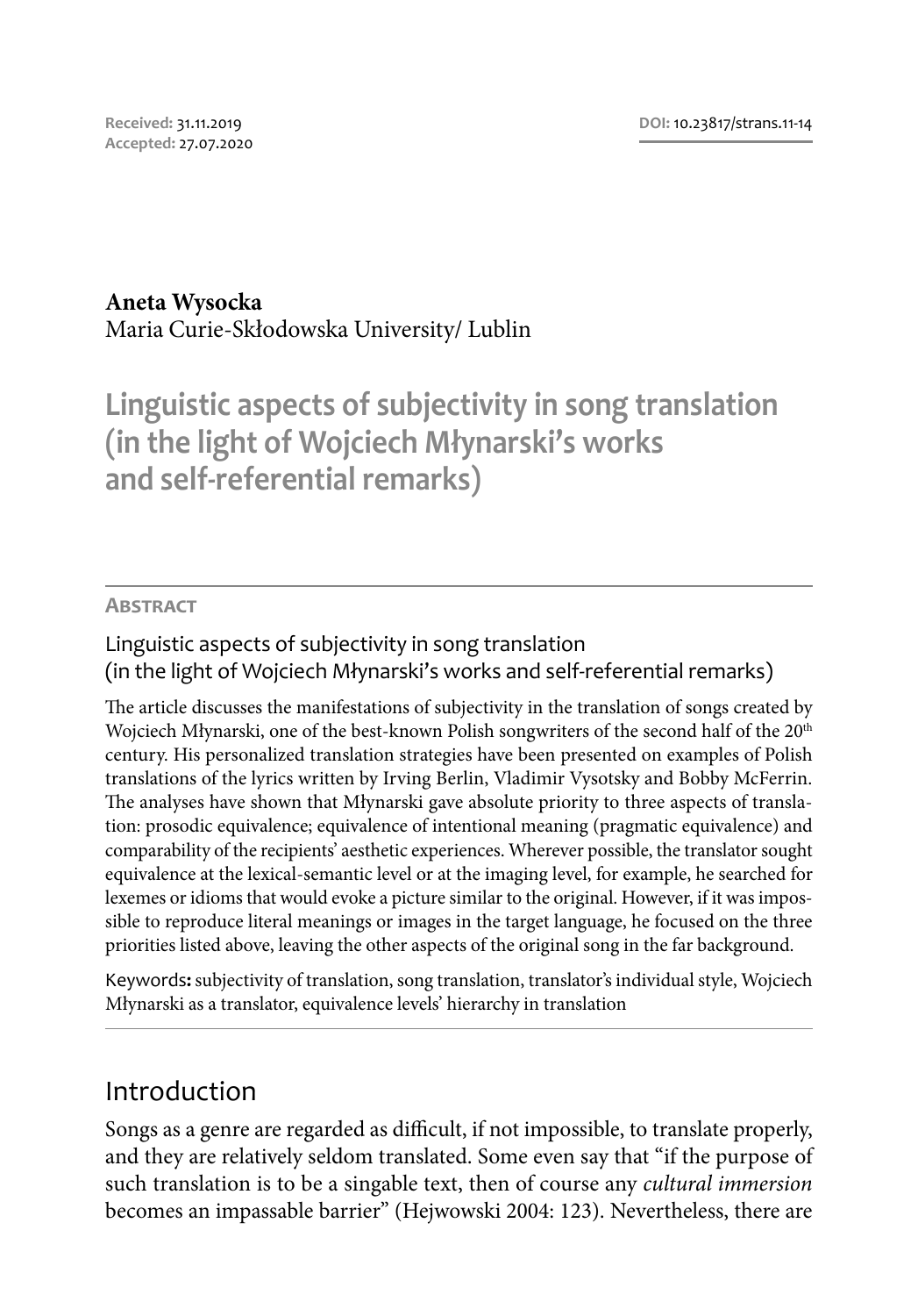**Received:** 31.11.2019
**Accepted:** 27.07.2020

**DOI:** 10.23817/strans.11-14

**Aneta Wysocka**
Maria Curie-Skłodowska University/ Lublin

# Linguistic aspects of subjectivity in song translation (in the light of Wojciech Młynarski's works and self-referential remarks)

## Abstract

Linguistic aspects of subjectivity in song translation
(in the light of Wojciech Młynarski's works and self-referential remarks)

The article discusses the manifestations of subjectivity in the translation of songs created by Wojciech Młynarski, one of the best-known Polish songwriters of the second half of the 20th century. His personalized translation strategies have been presented on examples of Polish translations of the lyrics written by Irving Berlin, Vladimir Vysotsky and Bobby McFerrin. The analyses have shown that Młynarski gave absolute priority to three aspects of translation: prosodic equivalence; equivalence of intentional meaning (pragmatic equivalence) and comparability of the recipients' aesthetic experiences. Wherever possible, the translator sought equivalence at the lexical-semantic level or at the imaging level, for example, he searched for lexemes or idioms that would evoke a picture similar to the original. However, if it was impossible to reproduce literal meanings or images in the target language, he focused on the three priorities listed above, leaving the other aspects of the original song in the far background.

Keywords**:** subjectivity of translation, song translation, translator's individual style, Wojciech Młynarski as a translator, equivalence levels' hierarchy in translation

## Introduction

Songs as a genre are regarded as difficult, if not impossible, to translate properly, and they are relatively seldom translated. Some even say that "if the purpose of such translation is to be a singable text, then of course any *cultural immersion* becomes an impassable barrier" (Hejwowski 2004: 123). Nevertheless, there are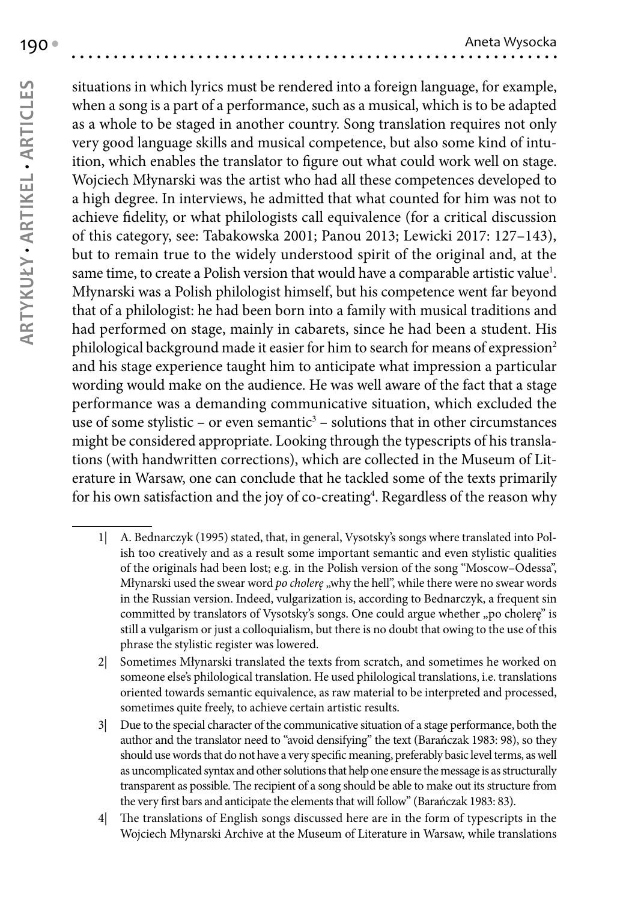situations in which lyrics must be rendered into a foreign language, for example, when a song is a part of a performance, such as a musical, which is to be adapted as a whole to be staged in another country. Song translation requires not only very good language skills and musical competence, but also some kind of intuition, which enables the translator to figure out what could work well on stage. Wojciech Młynarski was the artist who had all these competences developed to a high degree. In interviews, he admitted that what counted for him was not to achieve fidelity, or what philologists call equivalence (for a critical discussion of this category, see: Tabakowska 2001; Panou 2013; Lewicki 2017: 127–143), but to remain true to the widely understood spirit of the original and, at the same time, to create a Polish version that would have a comparable artistic value[1]. Młynarski was a Polish philologist himself, but his competence went far beyond that of a philologist: he had been born into a family with musical traditions and had performed on stage, mainly in cabarets, since he had been a student. His philological background made it easier for him to search for means of expression[2] and his stage experience taught him to anticipate what impression a particular wording would make on the audience. He was well aware of the fact that a stage performance was a demanding communicative situation, which excluded the use of some stylistic – or even semantic[3] – solutions that in other circumstances might be considered appropriate. Looking through the typescripts of his translations (with handwritten corrections), which are collected in the Museum of Literature in Warsaw, one can conclude that he tackled some of the texts primarily for his own satisfaction and the joy of co-creating[4]. Regardless of the reason why

---

1| A. Bednarczyk (1995) stated, that, in general, Vysotsky's songs where translated into Polish too creatively and as a result some important semantic and even stylistic qualities of the originals had been lost; e.g. in the Polish version of the song "Moscow–Odessa", Młynarski used the swear word *po cholerę* „why the hell", while there were no swear words in the Russian version. Indeed, vulgarization is, according to Bednarczyk, a frequent sin committed by translators of Vysotsky's songs. One could argue whether „po cholerę" is still a vulgarism or just a colloquialism, but there is no doubt that owing to the use of this phrase the stylistic register was lowered.

2| Sometimes Młynarski translated the texts from scratch, and sometimes he worked on someone else's philological translation. He used philological translations, i.e. translations oriented towards semantic equivalence, as raw material to be interpreted and processed, sometimes quite freely, to achieve certain artistic results.

3| Due to the special character of the communicative situation of a stage performance, both the author and the translator need to "avoid densifying" the text (Barańczak 1983: 98), so they should use words that do not have a very specific meaning, preferably basic level terms, as well as uncomplicated syntax and other solutions that help one ensure the message is as structurally transparent as possible. The recipient of a song should be able to make out its structure from the very first bars and anticipate the elements that will follow" (Barańczak 1983: 83).

4| The translations of English songs discussed here are in the form of typescripts in the Wojciech Młynarski Archive at the Museum of Literature in Warsaw, while translations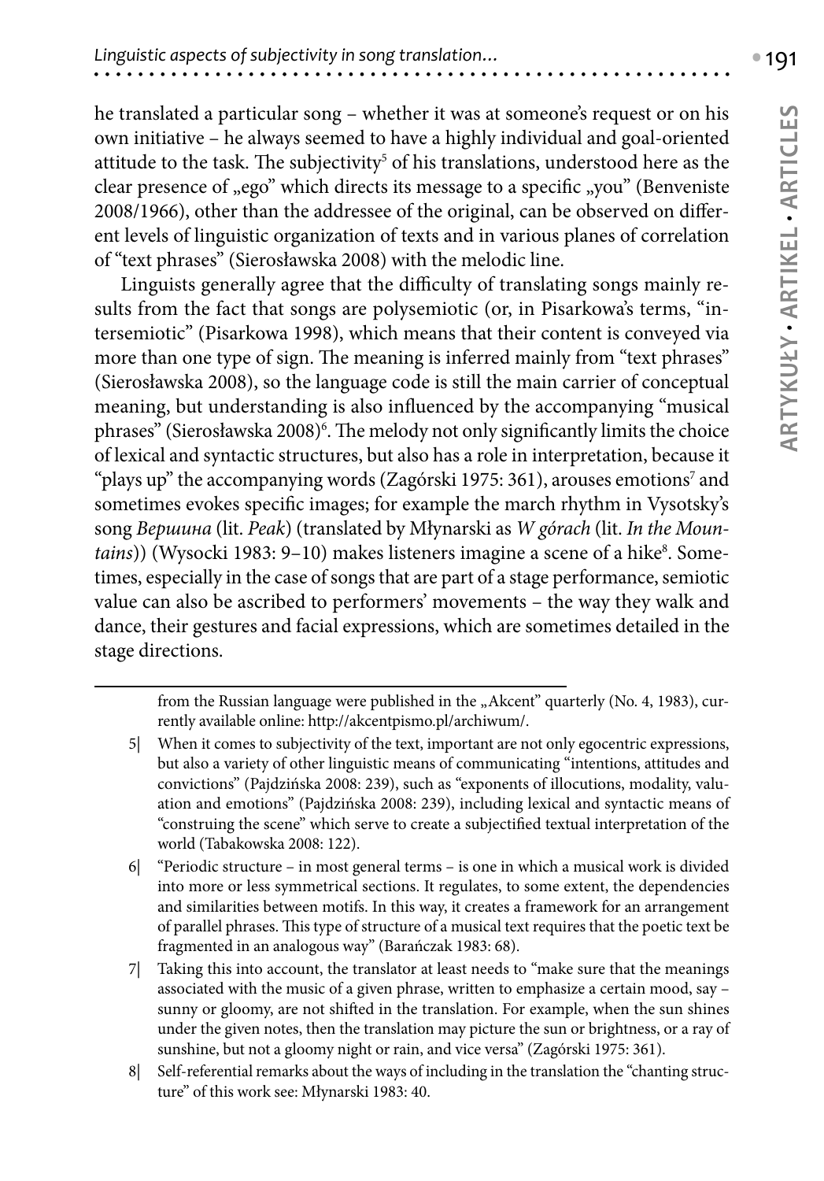he translated a particular song – whether it was at someone's request or on his own initiative – he always seemed to have a highly individual and goal-oriented attitude to the task. The subjectivity[5] of his translations, understood here as the clear presence of „ego" which directs its message to a specific „you" (Benveniste 2008/1966), other than the addressee of the original, can be observed on different levels of linguistic organization of texts and in various planes of correlation of "text phrases" (Sierosławska 2008) with the melodic line.

Linguists generally agree that the difficulty of translating songs mainly results from the fact that songs are polysemiotic (or, in Pisarkowa's terms, "intersemiotic" (Pisarkowa 1998), which means that their content is conveyed via more than one type of sign. The meaning is inferred mainly from "text phrases" (Sierosławska 2008), so the language code is still the main carrier of conceptual meaning, but understanding is also influenced by the accompanying "musical phrases" (Sierosławska 2008)[6]. The melody not only significantly limits the choice of lexical and syntactic structures, but also has a role in interpretation, because it "plays up" the accompanying words (Zagórski 1975: 361), arouses emotions[7] and sometimes evokes specific images; for example the march rhythm in Vysotsky's song *Вершина* (lit. *Peak*) (translated by Młynarski as *W górach* (lit. *In the Mountains*)) (Wysocki 1983: 9–10) makes listeners imagine a scene of a hike[8]. Sometimes, especially in the case of songs that are part of a stage performance, semiotic value can also be ascribed to performers' movements – the way they walk and dance, their gestures and facial expressions, which are sometimes detailed in the stage directions.

---

from the Russian language were published in the „Akcent" quarterly (No. 4, 1983), currently available online: http://akcentpismo.pl/archiwum/.

5| When it comes to subjectivity of the text, important are not only egocentric expressions, but also a variety of other linguistic means of communicating "intentions, attitudes and convictions" (Pajdzińska 2008: 239), such as "exponents of illocutions, modality, valuation and emotions" (Pajdzińska 2008: 239), including lexical and syntactic means of "construing the scene" which serve to create a subjectified textual interpretation of the world (Tabakowska 2008: 122).

6| "Periodic structure – in most general terms – is one in which a musical work is divided into more or less symmetrical sections. It regulates, to some extent, the dependencies and similarities between motifs. In this way, it creates a framework for an arrangement of parallel phrases. This type of structure of a musical text requires that the poetic text be fragmented in an analogous way" (Barańczak 1983: 68).

7| Taking this into account, the translator at least needs to "make sure that the meanings associated with the music of a given phrase, written to emphasize a certain mood, say – sunny or gloomy, are not shifted in the translation. For example, when the sun shines under the given notes, then the translation may picture the sun or brightness, or a ray of sunshine, but not a gloomy night or rain, and vice versa" (Zagórski 1975: 361).

8| Self-referential remarks about the ways of including in the translation the "chanting structure" of this work see: Młynarski 1983: 40.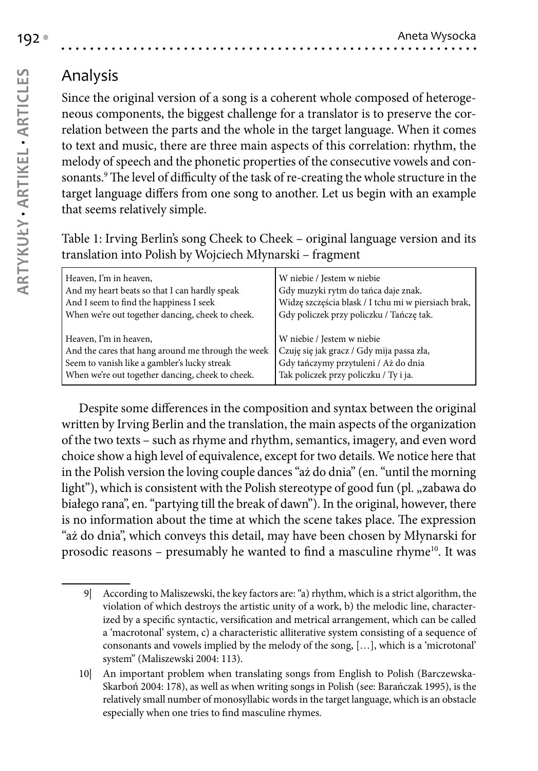## Analysis

Since the original version of a song is a coherent whole composed of heterogeneous components, the biggest challenge for a translator is to preserve the correlation between the parts and the whole in the target language. When it comes to text and music, there are three main aspects of this correlation: rhythm, the melody of speech and the phonetic properties of the consecutive vowels and consonants.[9] The level of difficulty of the task of re-creating the whole structure in the target language differs from one song to another. Let us begin with an example that seems relatively simple.

Table 1: Irving Berlin's song Cheek to Cheek – original language version and its translation into Polish by Wojciech Młynarski – fragment

| | |
|---|---|
| Heaven, I'm in heaven,<br>And my heart beats so that I can hardly speak<br>And I seem to find the happiness I seek<br>When we're out together dancing, cheek to cheek. | W niebie / Jestem w niebie<br>Gdy muzyki rytm do tańca daje znak.<br>Widzę szczęścia blask / I tchu mi w piersiach brak,<br>Gdy policzek przy policzku / Tańczę tak. |
| Heaven, I'm in heaven,<br>And the cares that hang around me through the week<br>Seem to vanish like a gambler's lucky streak<br>When we're out together dancing, cheek to cheek. | W niebie / Jestem w niebie<br>Czuję się jak gracz / Gdy mija passa zła,<br>Gdy tańczymy przytuleni / Aż do dnia<br>Tak policzek przy policzku / Ty i ja. |

Despite some differences in the composition and syntax between the original written by Irving Berlin and the translation, the main aspects of the organization of the two texts – such as rhyme and rhythm, semantics, imagery, and even word choice show a high level of equivalence, except for two details. We notice here that in the Polish version the loving couple dances "aż do dnia" (en. "until the morning light"), which is consistent with the Polish stereotype of good fun (pl. „zabawa do białego rana", en. "partying till the break of dawn"). In the original, however, there is no information about the time at which the scene takes place. The expression "aż do dnia", which conveys this detail, may have been chosen by Młynarski for prosodic reasons – presumably he wanted to find a masculine rhyme[10]. It was

---

9| According to Maliszewski, the key factors are: "a) rhythm, which is a strict algorithm, the violation of which destroys the artistic unity of a work, b) the melodic line, characterized by a specific syntactic, versification and metrical arrangement, which can be called a 'macrotonal' system, c) a characteristic alliterative system consisting of a sequence of consonants and vowels implied by the melody of the song, […], which is a 'microtonal' system" (Maliszewski 2004: 113).

10| An important problem when translating songs from English to Polish (Barczewska-Skarboń 2004: 178), as well as when writing songs in Polish (see: Barańczak 1995), is the relatively small number of monosyllabic words in the target language, which is an obstacle especially when one tries to find masculine rhymes.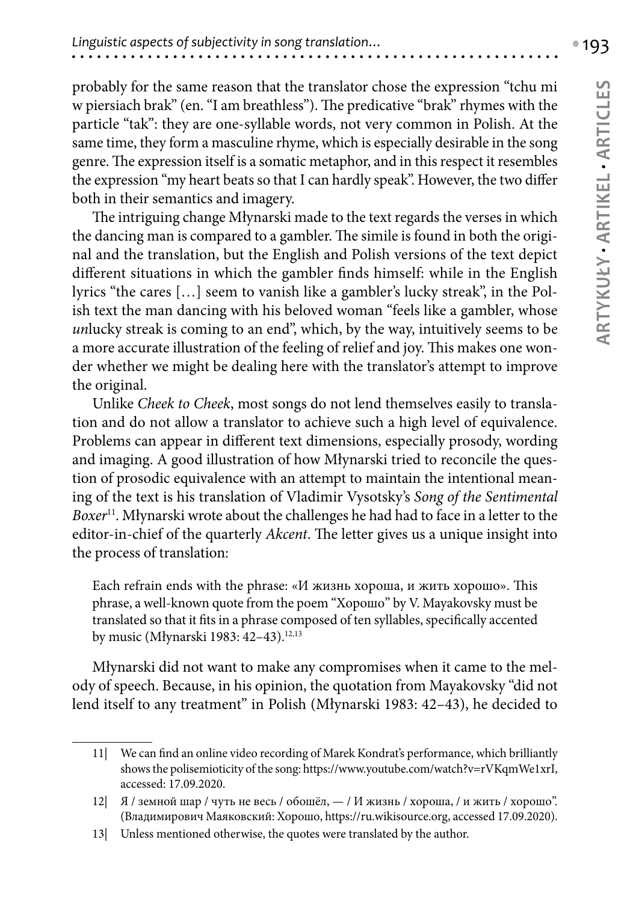probably for the same reason that the translator chose the expression "tchu mi w piersiach brak" (en. "I am breathless"). The predicative "brak" rhymes with the particle "tak": they are one-syllable words, not very common in Polish. At the same time, they form a masculine rhyme, which is especially desirable in the song genre. The expression itself is a somatic metaphor, and in this respect it resembles the expression "my heart beats so that I can hardly speak". However, the two differ both in their semantics and imagery.

The intriguing change Młynarski made to the text regards the verses in which the dancing man is compared to a gambler. The simile is found in both the original and the translation, but the English and Polish versions of the text depict different situations in which the gambler finds himself: while in the English lyrics "the cares […] seem to vanish like a gambler's lucky streak", in the Polish text the man dancing with his beloved woman "feels like a gambler, whose *un*lucky streak is coming to an end", which, by the way, intuitively seems to be a more accurate illustration of the feeling of relief and joy. This makes one wonder whether we might be dealing here with the translator's attempt to improve the original.

Unlike *Cheek to Cheek*, most songs do not lend themselves easily to translation and do not allow a translator to achieve such a high level of equivalence. Problems can appear in different text dimensions, especially prosody, wording and imaging. A good illustration of how Młynarski tried to reconcile the question of prosodic equivalence with an attempt to maintain the intentional meaning of the text is his translation of Vladimir Vysotsky's *Song of the Sentimental Boxer*[11]. Młynarski wrote about the challenges he had had to face in a letter to the editor-in-chief of the quarterly *Akcent*. The letter gives us a unique insight into the process of translation:

> Each refrain ends with the phrase: «И жизнь хороша, и жить хорошо». This phrase, a well-known quote from the poem "Хорошо" by V. Mayakovsky must be translated so that it fits in a phrase composed of ten syllables, specifically accented by music (Młynarski 1983: 42–43).[12,13]

Młynarski did not want to make any compromises when it came to the melody of speech. Because, in his opinion, the quotation from Mayakovsky "did not lend itself to any treatment" in Polish (Młynarski 1983: 42–43), he decided to

---

11| We can find an online video recording of Marek Kondrat's performance, which brilliantly shows the polisemioticity of the song: https://www.youtube.com/watch?v=rVKqmWe1xrI, accessed: 17.09.2020.

12| Я / земной шар / чуть не весь / обошёл, — / И жизнь / хороша, / и жить / хорошо". (Владимирович Маяковский: Хорошо, https://ru.wikisource.org, accessed 17.09.2020).

13| Unless mentioned otherwise, the quotes were translated by the author.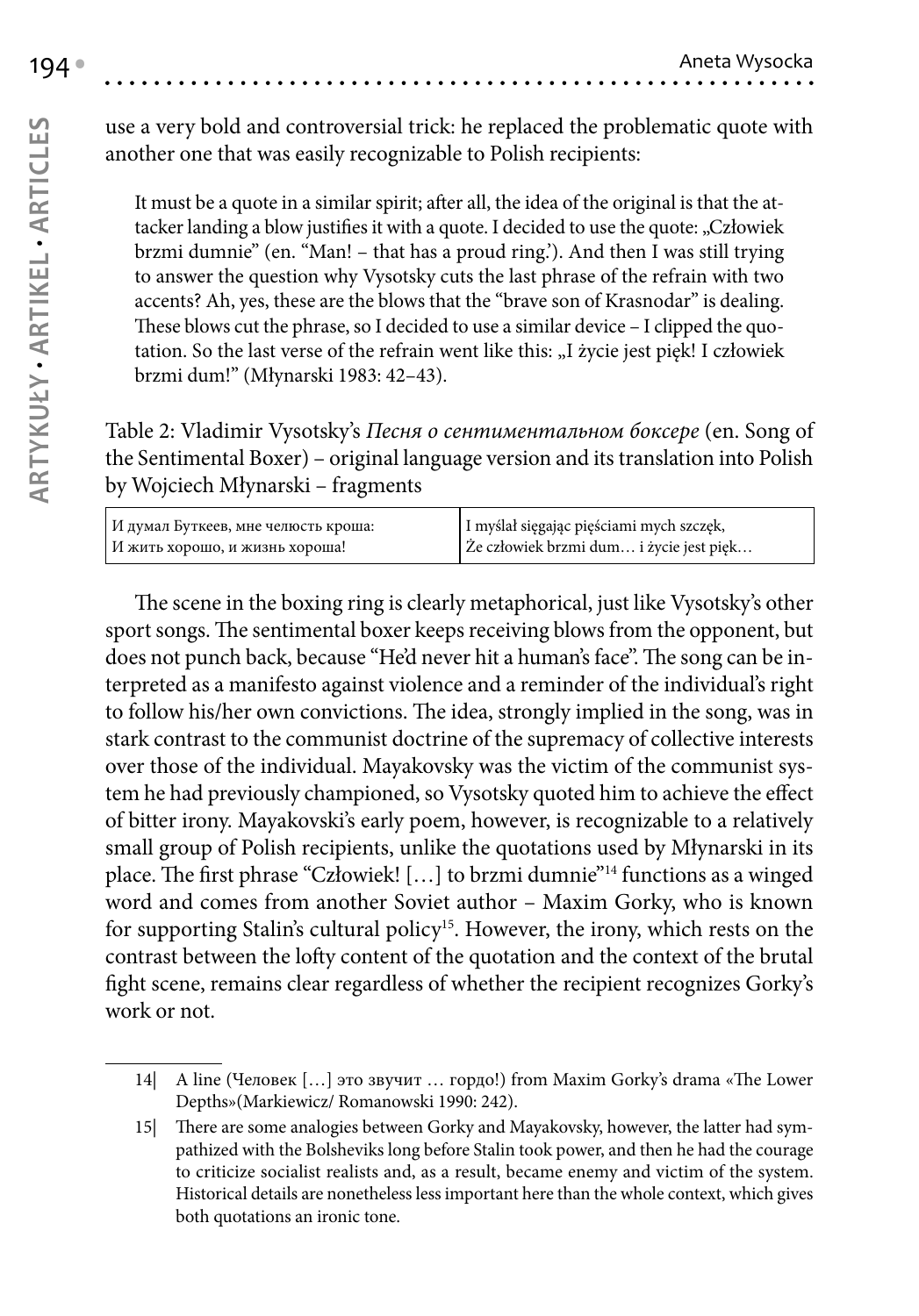use a very bold and controversial trick: he replaced the problematic quote with another one that was easily recognizable to Polish recipients:

> It must be a quote in a similar spirit; after all, the idea of the original is that the attacker landing a blow justifies it with a quote. I decided to use the quote: „Człowiek brzmi dumnie" (en. "Man! – that has a proud ring.'). And then I was still trying to answer the question why Vysotsky cuts the last phrase of the refrain with two accents? Ah, yes, these are the blows that the "brave son of Krasnodar" is dealing. These blows cut the phrase, so I decided to use a similar device – I clipped the quotation. So the last verse of the refrain went like this: „I życie jest pięk! I człowiek brzmi dum!" (Młynarski 1983: 42–43).

Table 2: Vladimir Vysotsky's *Песня о сентиментальном боксере* (en. Song of the Sentimental Boxer) – original language version and its translation into Polish by Wojciech Młynarski – fragments

| | |
|---|---|
| И думал Буткеев, мне челюсть кроша:<br>И жить хорошо, и жизнь хороша! | I myślał sięgając pięściami mych szczęk,<br>Że człowiek brzmi dum… i życie jest pięk… |

The scene in the boxing ring is clearly metaphorical, just like Vysotsky's other sport songs. The sentimental boxer keeps receiving blows from the opponent, but does not punch back, because "He'd never hit a human's face". The song can be interpreted as a manifesto against violence and a reminder of the individual's right to follow his/her own convictions. The idea, strongly implied in the song, was in stark contrast to the communist doctrine of the supremacy of collective interests over those of the individual. Mayakovsky was the victim of the communist system he had previously championed, so Vysotsky quoted him to achieve the effect of bitter irony. Mayakovski's early poem, however, is recognizable to a relatively small group of Polish recipients, unlike the quotations used by Młynarski in its place. The first phrase "Człowiek! […] to brzmi dumnie"[14] functions as a winged word and comes from another Soviet author – Maxim Gorky, who is known for supporting Stalin's cultural policy[15]. However, the irony, which rests on the contrast between the lofty content of the quotation and the context of the brutal fight scene, remains clear regardless of whether the recipient recognizes Gorky's work or not.

14| A line (Человек […] это звучит … гордо!) from Maxim Gorky's drama «The Lower Depths»(Markiewicz/ Romanowski 1990: 242).

15| There are some analogies between Gorky and Mayakovsky, however, the latter had sympathized with the Bolsheviks long before Stalin took power, and then he had the courage to criticize socialist realists and, as a result, became enemy and victim of the system. Historical details are nonetheless less important here than the whole context, which gives both quotations an ironic tone.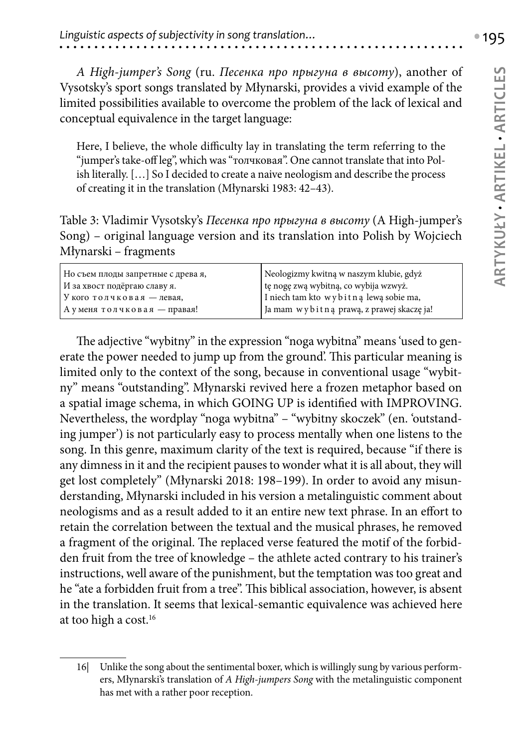*A High-jumper's Song* (ru. *Песенка про прыгуна в высоту*), another of Vysotsky's sport songs translated by Młynarski, provides a vivid example of the limited possibilities available to overcome the problem of the lack of lexical and conceptual equivalence in the target language:

> Here, I believe, the whole difficulty lay in translating the term referring to the "jumper's take-off leg", which was "толчковая". One cannot translate that into Polish literally. […] So I decided to create a naive neologism and describe the process of creating it in the translation (Młynarski 1983: 42–43).

Table 3: Vladimir Vysotsky's *Песенка про прыгуна в высоту* (A High-jumper's Song) – original language version and its translation into Polish by Wojciech Młynarski – fragments

| | |
|---|---|
| Но съем плоды запретные с древа я,<br>И за хвост подёргаю славу я.<br>У кого т о л ч к о в а я — левая,<br>А у меня т о л ч к о в а я — правая! | Neologizmy kwitną w naszym klubie, gdyż<br>tę nogę zwą wybitną, co wybija wzwyż.<br>I niech tam kto w y b i t n ą lewą sobie ma,<br>Ja mam w y b i t n ą prawą, z prawej skaczę ja! |

The adjective "wybitny" in the expression "noga wybitna" means 'used to generate the power needed to jump up from the ground'. This particular meaning is limited only to the context of the song, because in conventional usage "wybitny" means "outstanding". Młynarski revived here a frozen metaphor based on a spatial image schema, in which GOING UP is identified with IMPROVING. Nevertheless, the wordplay "noga wybitna" – "wybitny skoczek" (en. 'outstanding jumper') is not particularly easy to process mentally when one listens to the song. In this genre, maximum clarity of the text is required, because "if there is any dimness in it and the recipient pauses to wonder what it is all about, they will get lost completely" (Młynarski 2018: 198–199). In order to avoid any misunderstanding, Młynarski included in his version a metalinguistic comment about neologisms and as a result added to it an entire new text phrase. In an effort to retain the correlation between the textual and the musical phrases, he removed a fragment of the original. The replaced verse featured the motif of the forbidden fruit from the tree of knowledge – the athlete acted contrary to his trainer's instructions, well aware of the punishment, but the temptation was too great and he "ate a forbidden fruit from a tree". This biblical association, however, is absent in the translation. It seems that lexical-semantic equivalence was achieved here at too high a cost.[16]

---

16| Unlike the song about the sentimental boxer, which is willingly sung by various performers, Młynarski's translation of *A High-jumpers Song* with the metalinguistic component has met with a rather poor reception.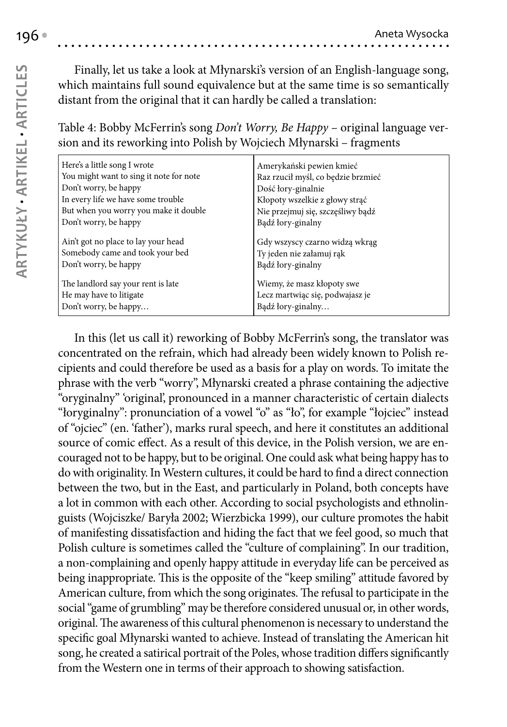Finally, let us take a look at Młynarski's version of an English-language song, which maintains full sound equivalence but at the same time is so semantically distant from the original that it can hardly be called a translation:

Table 4: Bobby McFerrin's song *Don't Worry, Be Happy* – original language version and its reworking into Polish by Wojciech Młynarski – fragments

| | |
|---|---|
| Here's a little song I wrote<br>You might want to sing it note for note<br>Don't worry, be happy<br>In every life we have some trouble<br>But when you worry you make it double<br>Don't worry, be happy | Amerykański pewien kmieć<br>Raz rzucił myśl, co będzie brzmieć<br>Dość łory-ginalnie<br>Kłopoty wszelkie z głowy strąć<br>Nie przejmuj się, szczęśliwy bądź<br>Bądź łory-ginalny |
| Ain't got no place to lay your head<br>Somebody came and took your bed<br>Don't worry, be happy | Gdy wszyscy czarno widzą wkrąg<br>Ty jeden nie załamuj rąk<br>Bądź łory-ginalny |
| The landlord say your rent is late<br>He may have to litigate<br>Don't worry, be happy… | Wiemy, że masz kłopoty swe<br>Lecz martwiąc się, podwajasz je<br>Bądź łory-ginalny… |

In this (let us call it) reworking of Bobby McFerrin's song, the translator was concentrated on the refrain, which had already been widely known to Polish recipients and could therefore be used as a basis for a play on words. To imitate the phrase with the verb "worry", Młynarski created a phrase containing the adjective "oryginalny" 'original', pronounced in a manner characteristic of certain dialects "łoryginalny": pronunciation of a vowel "o" as "ło", for example "łojciec" instead of "ojciec" (en. 'father'), marks rural speech, and here it constitutes an additional source of comic effect. As a result of this device, in the Polish version, we are encouraged not to be happy, but to be original. One could ask what being happy has to do with originality. In Western cultures, it could be hard to find a direct connection between the two, but in the East, and particularly in Poland, both concepts have a lot in common with each other. According to social psychologists and ethnolinguists (Wojciszke/ Baryła 2002; Wierzbicka 1999), our culture promotes the habit of manifesting dissatisfaction and hiding the fact that we feel good, so much that Polish culture is sometimes called the "culture of complaining". In our tradition, a non-complaining and openly happy attitude in everyday life can be perceived as being inappropriate. This is the opposite of the "keep smiling" attitude favored by American culture, from which the song originates. The refusal to participate in the social "game of grumbling" may be therefore considered unusual or, in other words, original. The awareness of this cultural phenomenon is necessary to understand the specific goal Młynarski wanted to achieve. Instead of translating the American hit song, he created a satirical portrait of the Poles, whose tradition differs significantly from the Western one in terms of their approach to showing satisfaction.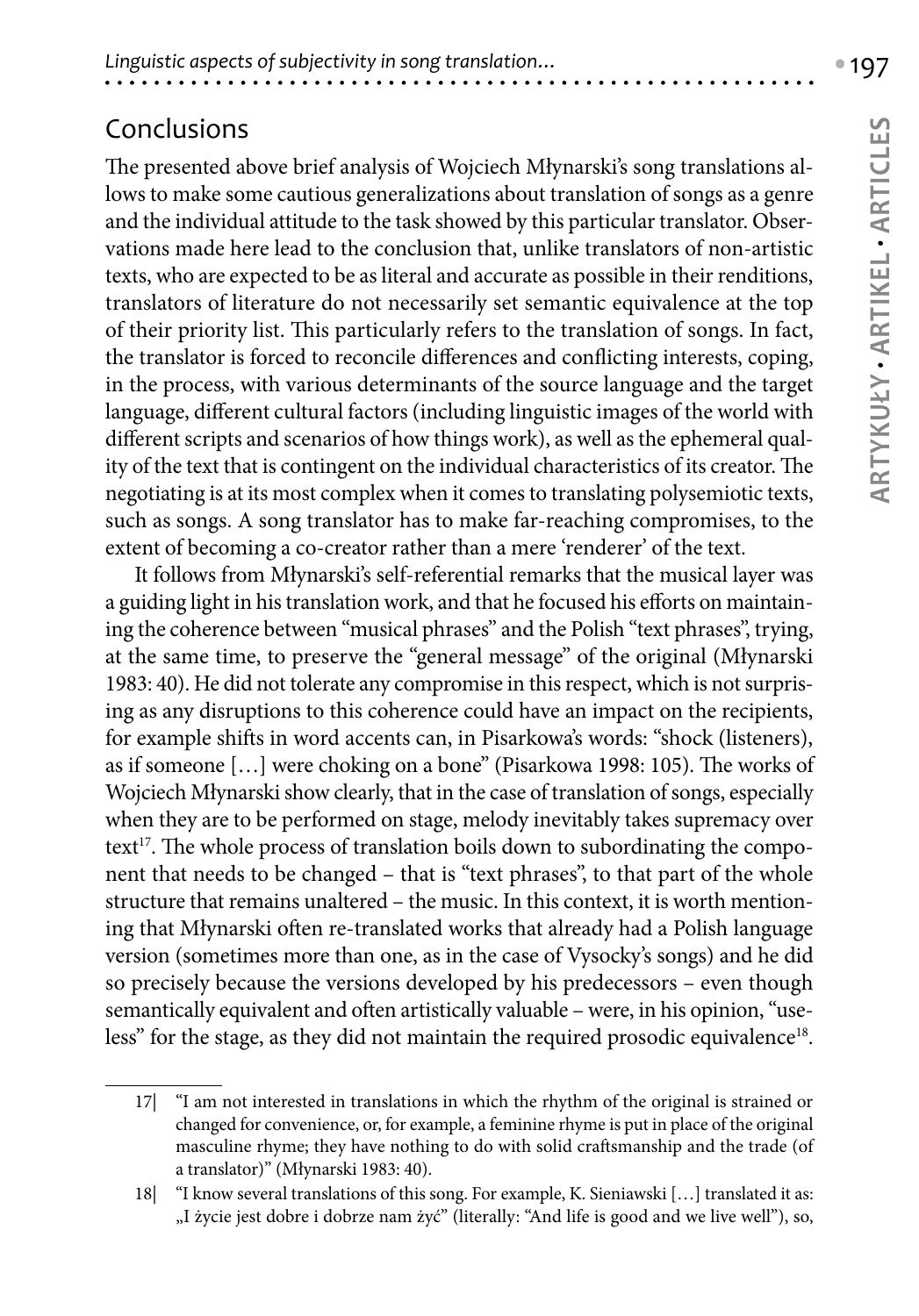## Conclusions

The presented above brief analysis of Wojciech Młynarski's song translations allows to make some cautious generalizations about translation of songs as a genre and the individual attitude to the task showed by this particular translator. Observations made here lead to the conclusion that, unlike translators of non-artistic texts, who are expected to be as literal and accurate as possible in their renditions, translators of literature do not necessarily set semantic equivalence at the top of their priority list. This particularly refers to the translation of songs. In fact, the translator is forced to reconcile differences and conflicting interests, coping, in the process, with various determinants of the source language and the target language, different cultural factors (including linguistic images of the world with different scripts and scenarios of how things work), as well as the ephemeral quality of the text that is contingent on the individual characteristics of its creator. The negotiating is at its most complex when it comes to translating polysemiotic texts, such as songs. A song translator has to make far-reaching compromises, to the extent of becoming a co-creator rather than a mere 'renderer' of the text.

It follows from Młynarski's self-referential remarks that the musical layer was a guiding light in his translation work, and that he focused his efforts on maintaining the coherence between "musical phrases" and the Polish "text phrases", trying, at the same time, to preserve the "general message" of the original (Młynarski 1983: 40). He did not tolerate any compromise in this respect, which is not surprising as any disruptions to this coherence could have an impact on the recipients, for example shifts in word accents can, in Pisarkowa's words: "shock (listeners), as if someone […] were choking on a bone" (Pisarkowa 1998: 105). The works of Wojciech Młynarski show clearly, that in the case of translation of songs, especially when they are to be performed on stage, melody inevitably takes supremacy over text[17]. The whole process of translation boils down to subordinating the component that needs to be changed – that is "text phrases", to that part of the whole structure that remains unaltered – the music. In this context, it is worth mentioning that Młynarski often re-translated works that already had a Polish language version (sometimes more than one, as in the case of Vysocky's songs) and he did so precisely because the versions developed by his predecessors – even though semantically equivalent and often artistically valuable – were, in his opinion, "useless" for the stage, as they did not maintain the required prosodic equivalence[18].

---

17| "I am not interested in translations in which the rhythm of the original is strained or changed for convenience, or, for example, a feminine rhyme is put in place of the original masculine rhyme; they have nothing to do with solid craftsmanship and the trade (of a translator)" (Młynarski 1983: 40).

18| "I know several translations of this song. For example, K. Sieniawski […] translated it as: „I życie jest dobre i dobrze nam żyć" (literally: "And life is good and we live well"), so,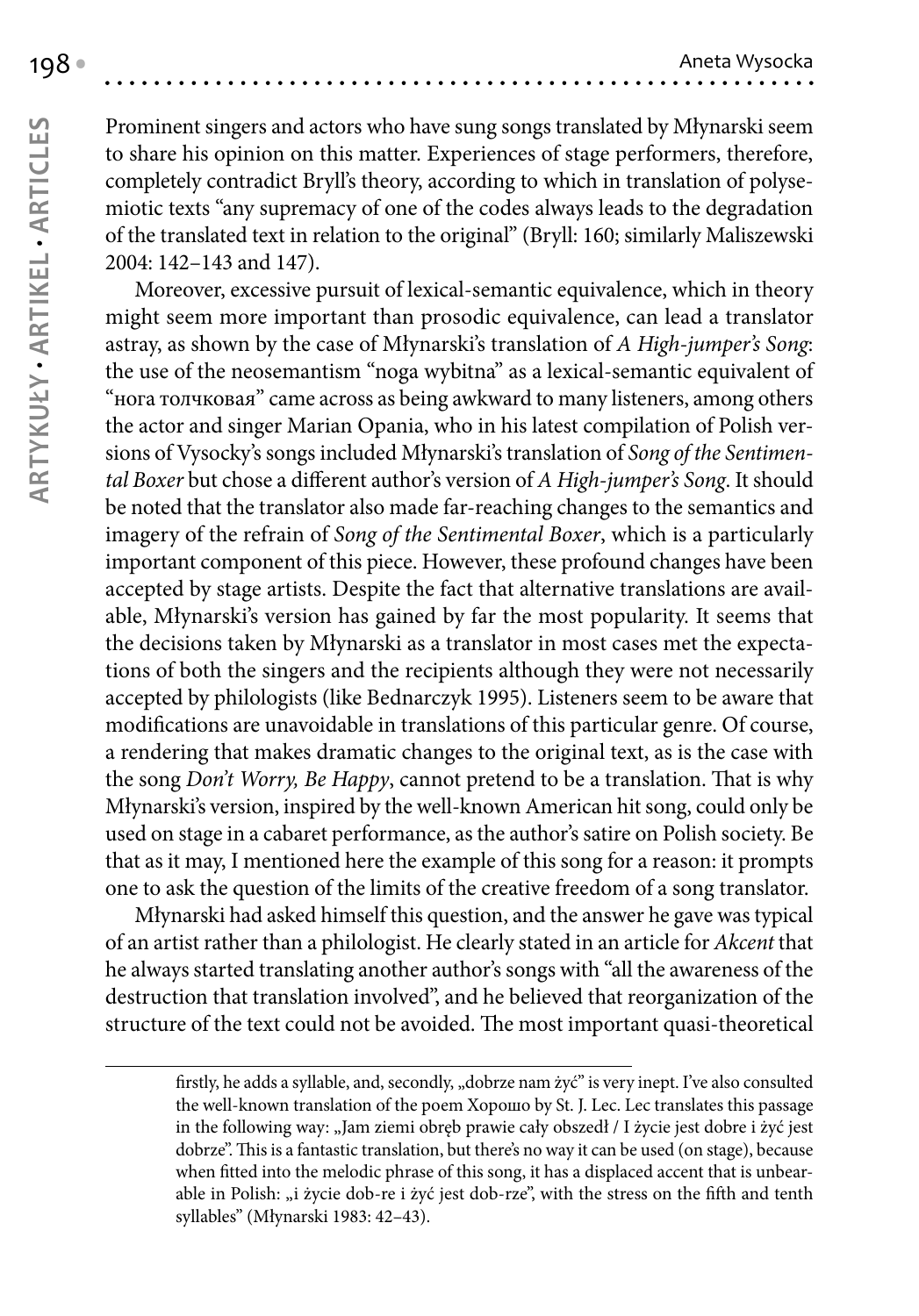Prominent singers and actors who have sung songs translated by Młynarski seem to share his opinion on this matter. Experiences of stage performers, therefore, completely contradict Bryll's theory, according to which in translation of polysemiotic texts "any supremacy of one of the codes always leads to the degradation of the translated text in relation to the original" (Bryll: 160; similarly Maliszewski 2004: 142–143 and 147).

Moreover, excessive pursuit of lexical-semantic equivalence, which in theory might seem more important than prosodic equivalence, can lead a translator astray, as shown by the case of Młynarski's translation of *A High-jumper's Song*: the use of the neosemantism "noga wybitna" as a lexical-semantic equivalent of "нога толчковая" came across as being awkward to many listeners, among others the actor and singer Marian Opania, who in his latest compilation of Polish versions of Vysocky's songs included Młynarski's translation of *Song of the Sentimental Boxer* but chose a different author's version of *A High-jumper's Song*. It should be noted that the translator also made far-reaching changes to the semantics and imagery of the refrain of *Song of the Sentimental Boxer*, which is a particularly important component of this piece. However, these profound changes have been accepted by stage artists. Despite the fact that alternative translations are available, Młynarski's version has gained by far the most popularity. It seems that the decisions taken by Młynarski as a translator in most cases met the expectations of both the singers and the recipients although they were not necessarily accepted by philologists (like Bednarczyk 1995). Listeners seem to be aware that modifications are unavoidable in translations of this particular genre. Of course, a rendering that makes dramatic changes to the original text, as is the case with the song *Don't Worry, Be Happy*, cannot pretend to be a translation. That is why Młynarski's version, inspired by the well-known American hit song, could only be used on stage in a cabaret performance, as the author's satire on Polish society. Be that as it may, I mentioned here the example of this song for a reason: it prompts one to ask the question of the limits of the creative freedom of a song translator.

Młynarski had asked himself this question, and the answer he gave was typical of an artist rather than a philologist. He clearly stated in an article for *Akcent* that he always started translating another author's songs with "all the awareness of the destruction that translation involved", and he believed that reorganization of the structure of the text could not be avoided. The most important quasi-theoretical

---

firstly, he adds a syllable, and, secondly, „dobrze nam żyć" is very inept. I've also consulted the well-known translation of the poem Хорошо by St. J. Lec. Lec translates this passage in the following way: „Jam ziemi obręb prawie cały obszedł / I życie jest dobre i żyć jest dobrze". This is a fantastic translation, but there's no way it can be used (on stage), because when fitted into the melodic phrase of this song, it has a displaced accent that is unbearable in Polish: „i życie dob-re i żyć jest dob-rze", with the stress on the fifth and tenth syllables" (Młynarski 1983: 42–43).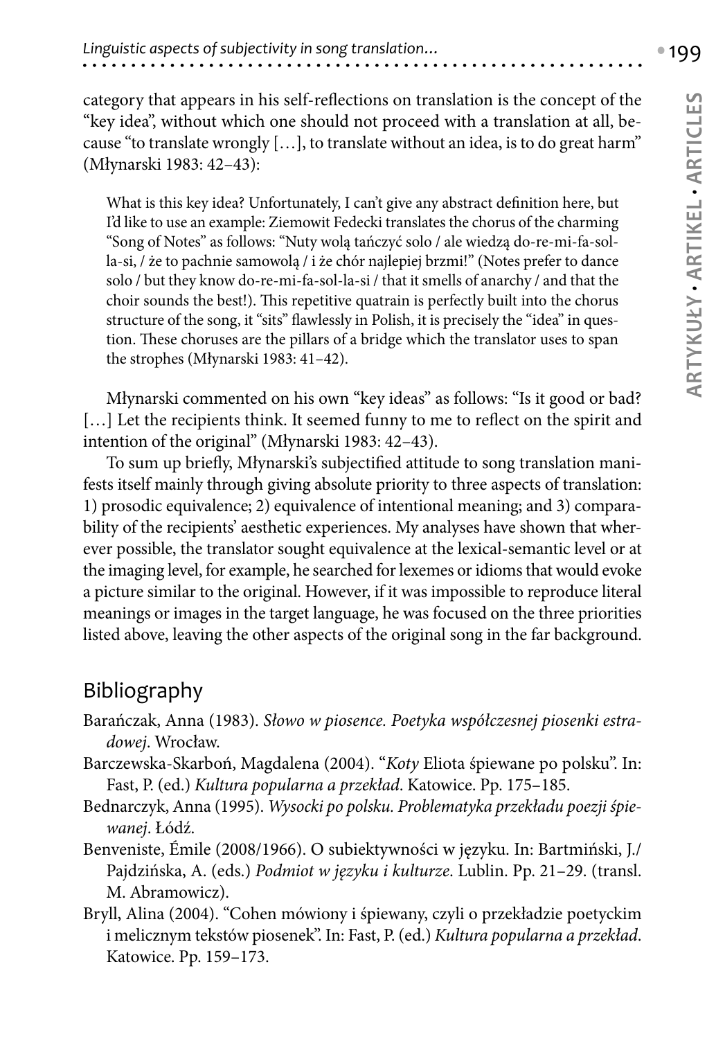category that appears in his self-reflections on translation is the concept of the "key idea", without which one should not proceed with a translation at all, because "to translate wrongly […], to translate without an idea, is to do great harm" (Młynarski 1983: 42–43):

> What is this key idea? Unfortunately, I can't give any abstract definition here, but I'd like to use an example: Ziemowit Fedecki translates the chorus of the charming "Song of Notes" as follows: "Nuty wolą tańczyć solo / ale wiedzą do-re-mi-fa-sol-la-si, / że to pachnie samowolą / i że chór najlepiej brzmi!" (Notes prefer to dance solo / but they know do-re-mi-fa-sol-la-si / that it smells of anarchy / and that the choir sounds the best!). This repetitive quatrain is perfectly built into the chorus structure of the song, it "sits" flawlessly in Polish, it is precisely the "idea" in question. These choruses are the pillars of a bridge which the translator uses to span the strophes (Młynarski 1983: 41–42).

Młynarski commented on his own "key ideas" as follows: "Is it good or bad? […] Let the recipients think. It seemed funny to me to reflect on the spirit and intention of the original" (Młynarski 1983: 42–43).

To sum up briefly, Młynarski's subjectified attitude to song translation manifests itself mainly through giving absolute priority to three aspects of translation: 1) prosodic equivalence; 2) equivalence of intentional meaning; and 3) comparability of the recipients' aesthetic experiences. My analyses have shown that wherever possible, the translator sought equivalence at the lexical-semantic level or at the imaging level, for example, he searched for lexemes or idioms that would evoke a picture similar to the original. However, if it was impossible to reproduce literal meanings or images in the target language, he was focused on the three priorities listed above, leaving the other aspects of the original song in the far background.

## Bibliography

Barańczak, Anna (1983). *Słowo w piosence. Poetyka współczesnej piosenki estradowej*. Wrocław.

Barczewska-Skarboń, Magdalena (2004). "*Koty* Eliota śpiewane po polsku". In: Fast, P. (ed.) *Kultura popularna a przekład*. Katowice. Pp. 175–185.

Bednarczyk, Anna (1995). *Wysocki po polsku. Problematyka przekładu poezji śpiewanej*. Łódź.

Benveniste, Émile (2008/1966). O subiektywności w języku. In: Bartmiński, J./ Pajdzińska, A. (eds.) *Podmiot w języku i kulturze*. Lublin. Pp. 21–29. (transl. M. Abramowicz).

Bryll, Alina (2004). "Cohen mówiony i śpiewany, czyli o przekładzie poetyckim i melicznym tekstów piosenek". In: Fast, P. (ed.) *Kultura popularna a przekład*. Katowice. Pp. 159–173.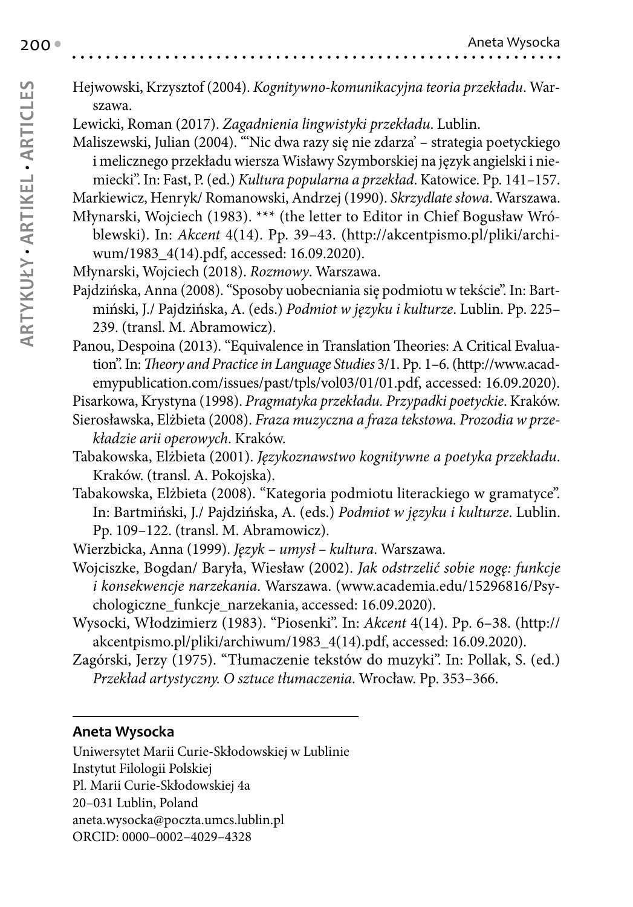Hejwowski, Krzysztof (2004). *Kognitywno-komunikacyjna teoria przekładu*. Warszawa.

Lewicki, Roman (2017). *Zagadnienia lingwistyki przekładu*. Lublin.

Maliszewski, Julian (2004). "'Nic dwa razy się nie zdarza' – strategia poetyckiego i melicznego przekładu wiersza Wisławy Szymborskiej na język angielski i niemiecki". In: Fast, P. (ed.) *Kultura popularna a przekład*. Katowice. Pp. 141–157.

Markiewicz, Henryk/ Romanowski, Andrzej (1990). *Skrzydlate słowa*. Warszawa.

Młynarski, Wojciech (1983). *** (the letter to Editor in Chief Bogusław Wróblewski). In: *Akcent* 4(14). Pp. 39–43. (http://akcentpismo.pl/pliki/archiwum/1983_4(14).pdf, accessed: 16.09.2020).

Młynarski, Wojciech (2018). *Rozmowy*. Warszawa.

Pajdzińska, Anna (2008). "Sposoby uobecniania się podmiotu w tekście". In: Bartmiński, J./ Pajdzińska, A. (eds.) *Podmiot w języku i kulturze*. Lublin. Pp. 225–239. (transl. M. Abramowicz).

Panou, Despoina (2013). "Equivalence in Translation Theories: A Critical Evaluation". In: *Theory and Practice in Language Studies* 3/1. Pp. 1–6. (http://www.academypublication.com/issues/past/tpls/vol03/01/01.pdf, accessed: 16.09.2020).

Pisarkowa, Krystyna (1998). *Pragmatyka przekładu. Przypadki poetyckie*. Kraków.

Sierosławska, Elżbieta (2008). *Fraza muzyczna a fraza tekstowa. Prozodia w przekładzie arii operowych*. Kraków.

Tabakowska, Elżbieta (2001). *Językoznawstwo kognitywne a poetyka przekładu*. Kraków. (transl. A. Pokojska).

Tabakowska, Elżbieta (2008). "Kategoria podmiotu literackiego w gramatyce". In: Bartmiński, J./ Pajdzińska, A. (eds.) *Podmiot w języku i kulturze*. Lublin. Pp. 109–122. (transl. M. Abramowicz).

Wierzbicka, Anna (1999). *Język – umysł – kultura*. Warszawa.

Wojciszke, Bogdan/ Baryła, Wiesław (2002). *Jak odstrzelić sobie nogę: funkcje i konsekwencje narzekania*. Warszawa. (www.academia.edu/15296816/Psychologiczne_funkcje_narzekania, accessed: 16.09.2020).

Wysocki, Włodzimierz (1983). "Piosenki". In: *Akcent* 4(14). Pp. 6–38. (http://akcentpismo.pl/pliki/archiwum/1983_4(14).pdf, accessed: 16.09.2020).

Zagórski, Jerzy (1975). "Tłumaczenie tekstów do muzyki". In: Pollak, S. (ed.) *Przekład artystyczny. O sztuce tłumaczenia*. Wrocław. Pp. 353–366.

---

**Aneta Wysocka**

Uniwersytet Marii Curie-Skłodowskiej w Lublinie
Instytut Filologii Polskiej
Pl. Marii Curie-Skłodowskiej 4a
20–031 Lublin, Poland
aneta.wysocka@poczta.umcs.lublin.pl
ORCID: 0000–0002–4029–4328